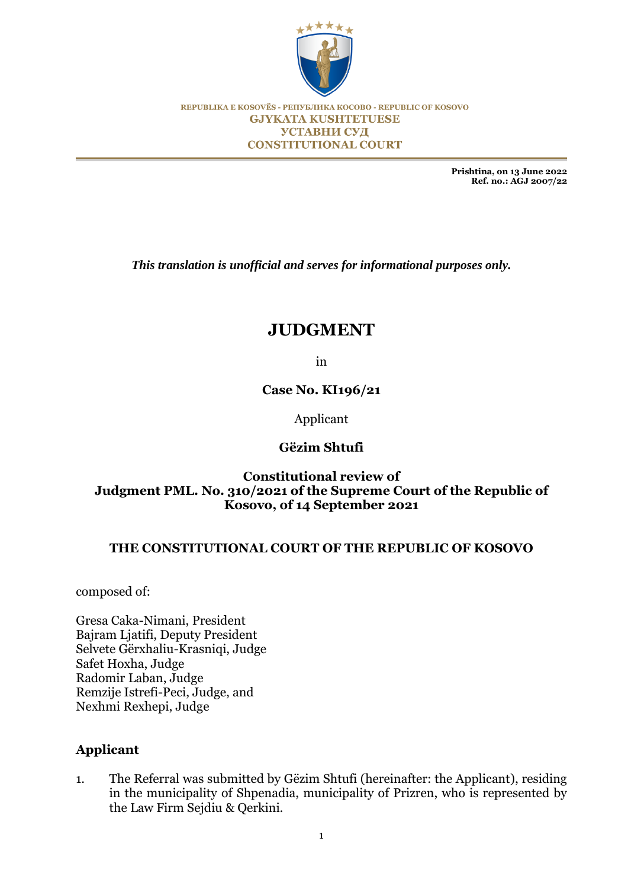REPUBLIKA E KOSOVËS - РЕПУБЛИКА КОСОВО - REPUBLIC OF KOSOVO

**GJYKATA KUSHTETUESE**
**УСТАВНИ СУД**
**CONSTITUTIONAL COURT**

**Prishtina, on 13 June 2022**
**Ref. no.: AGJ 2007/22**

***This translation is unofficial and serves for informational purposes only.***

# JUDGMENT

in

**Case No. KI196/21**

Applicant

**Gëzim Shtufi**

**Constitutional review of**
**Judgment PML. No. 310/2021 of the Supreme Court of the Republic of Kosovo, of 14 September 2021**

**THE CONSTITUTIONAL COURT OF THE REPUBLIC OF KOSOVO**

composed of:

Gresa Caka-Nimani, President
Bajram Ljatifi, Deputy President
Selvete Gërxhaliu-Krasniqi, Judge
Safet Hoxha, Judge
Radomir Laban, Judge
Remzije Istrefi-Peci, Judge, and
Nexhmi Rexhepi, Judge

## Applicant

1. The Referral was submitted by Gëzim Shtufi (hereinafter: the Applicant), residing in the municipality of Shpenadia, municipality of Prizren, who is represented by the Law Firm Sejdiu & Qerkini.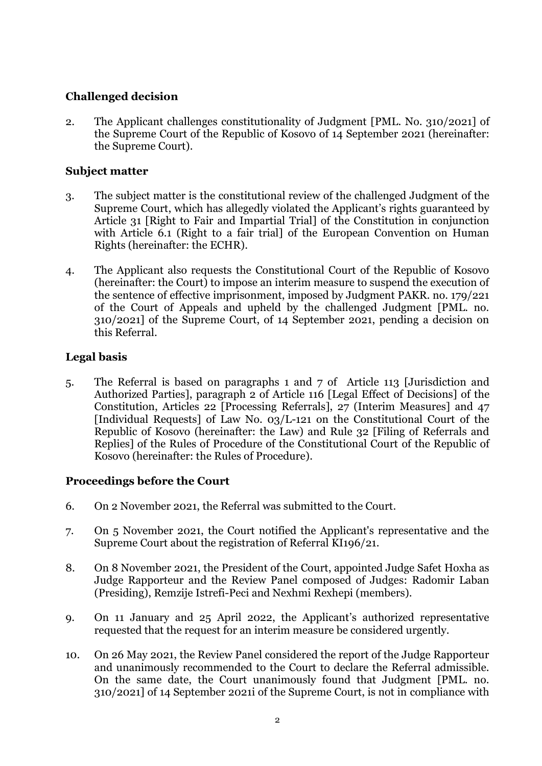## Challenged decision

2. The Applicant challenges constitutionality of Judgment [PML. No. 310/2021] of the Supreme Court of the Republic of Kosovo of 14 September 2021 (hereinafter: the Supreme Court).

## Subject matter

3. The subject matter is the constitutional review of the challenged Judgment of the Supreme Court, which has allegedly violated the Applicant's rights guaranteed by Article 31 [Right to Fair and Impartial Trial] of the Constitution in conjunction with Article 6.1 (Right to a fair trial] of the European Convention on Human Rights (hereinafter: the ECHR).

4. The Applicant also requests the Constitutional Court of the Republic of Kosovo (hereinafter: the Court) to impose an interim measure to suspend the execution of the sentence of effective imprisonment, imposed by Judgment PAKR. no. 179/221 of the Court of Appeals and upheld by the challenged Judgment [PML. no. 310/2021] of the Supreme Court, of 14 September 2021, pending a decision on this Referral.

## Legal basis

5. The Referral is based on paragraphs 1 and 7 of Article 113 [Jurisdiction and Authorized Parties], paragraph 2 of Article 116 [Legal Effect of Decisions] of the Constitution, Articles 22 [Processing Referrals], 27 (Interim Measures] and 47 [Individual Requests] of Law No. 03/L-121 on the Constitutional Court of the Republic of Kosovo (hereinafter: the Law) and Rule 32 [Filing of Referrals and Replies] of the Rules of Procedure of the Constitutional Court of the Republic of Kosovo (hereinafter: the Rules of Procedure).

## Proceedings before the Court

6. On 2 November 2021, the Referral was submitted to the Court.

7. On 5 November 2021, the Court notified the Applicant's representative and the Supreme Court about the registration of Referral KI196/21.

8. On 8 November 2021, the President of the Court, appointed Judge Safet Hoxha as Judge Rapporteur and the Review Panel composed of Judges: Radomir Laban (Presiding), Remzije Istrefi-Peci and Nexhmi Rexhepi (members).

9. On 11 January and 25 April 2022, the Applicant's authorized representative requested that the request for an interim measure be considered urgently.

10. On 26 May 2021, the Review Panel considered the report of the Judge Rapporteur and unanimously recommended to the Court to declare the Referral admissible. On the same date, the Court unanimously found that Judgment [PML. no. 310/2021] of 14 September 2021i of the Supreme Court, is not in compliance with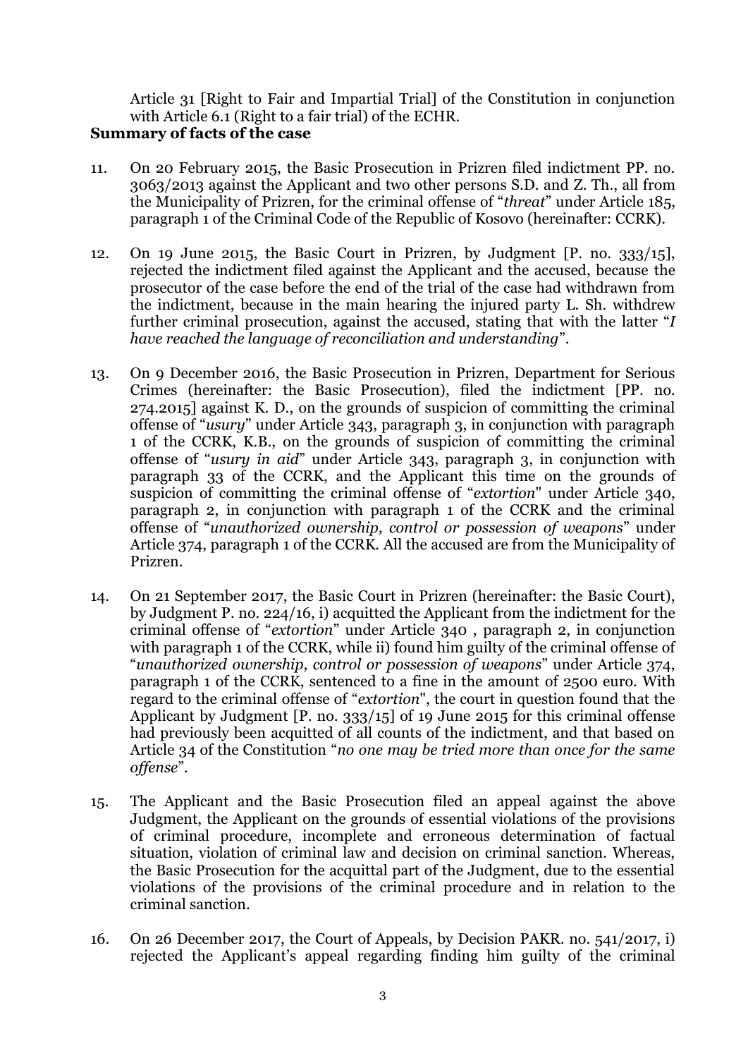Article 31 [Right to Fair and Impartial Trial] of the Constitution in conjunction with Article 6.1 (Right to a fair trial) of the ECHR.

**Summary of facts of the case**

11. On 20 February 2015, the Basic Prosecution in Prizren filed indictment PP. no. 3063/2013 against the Applicant and two other persons S.D. and Z. Th., all from the Municipality of Prizren, for the criminal offense of "*threat*" under Article 185, paragraph 1 of the Criminal Code of the Republic of Kosovo (hereinafter: CCRK).

12. On 19 June 2015, the Basic Court in Prizren, by Judgment [P. no. 333/15], rejected the indictment filed against the Applicant and the accused, because the prosecutor of the case before the end of the trial of the case had withdrawn from the indictment, because in the main hearing the injured party L. Sh. withdrew further criminal prosecution, against the accused, stating that with the latter "*I have reached the language of reconciliation and understanding*".

13. On 9 December 2016, the Basic Prosecution in Prizren, Department for Serious Crimes (hereinafter: the Basic Prosecution), filed the indictment [PP. no. 274.2015] against K. D., on the grounds of suspicion of committing the criminal offense of "*usury*" under Article 343, paragraph 3, in conjunction with paragraph 1 of the CCRK, K.B., on the grounds of suspicion of committing the criminal offense of "*usury in aid*" under Article 343, paragraph 3, in conjunction with paragraph 33 of the CCRK, and the Applicant this time on the grounds of suspicion of committing the criminal offense of "*extortion*" under Article 340, paragraph 2, in conjunction with paragraph 1 of the CCRK and the criminal offense of "*unauthorized ownership, control or possession of weapons*" under Article 374, paragraph 1 of the CCRK. All the accused are from the Municipality of Prizren.

14. On 21 September 2017, the Basic Court in Prizren (hereinafter: the Basic Court), by Judgment P. no. 224/16, i) acquitted the Applicant from the indictment for the criminal offense of "*extortion*" under Article 340 , paragraph 2, in conjunction with paragraph 1 of the CCRK, while ii) found him guilty of the criminal offense of "*unauthorized ownership, control or possession of weapons*" under Article 374, paragraph 1 of the CCRK, sentenced to a fine in the amount of 2500 euro. With regard to the criminal offense of "*extortion*", the court in question found that the Applicant by Judgment [P. no. 333/15] of 19 June 2015 for this criminal offense had previously been acquitted of all counts of the indictment, and that based on Article 34 of the Constitution "*no one may be tried more than once for the same offense*".

15. The Applicant and the Basic Prosecution filed an appeal against the above Judgment, the Applicant on the grounds of essential violations of the provisions of criminal procedure, incomplete and erroneous determination of factual situation, violation of criminal law and decision on criminal sanction. Whereas, the Basic Prosecution for the acquittal part of the Judgment, due to the essential violations of the provisions of the criminal procedure and in relation to the criminal sanction.

16. On 26 December 2017, the Court of Appeals, by Decision PAKR. no. 541/2017, i) rejected the Applicant's appeal regarding finding him guilty of the criminal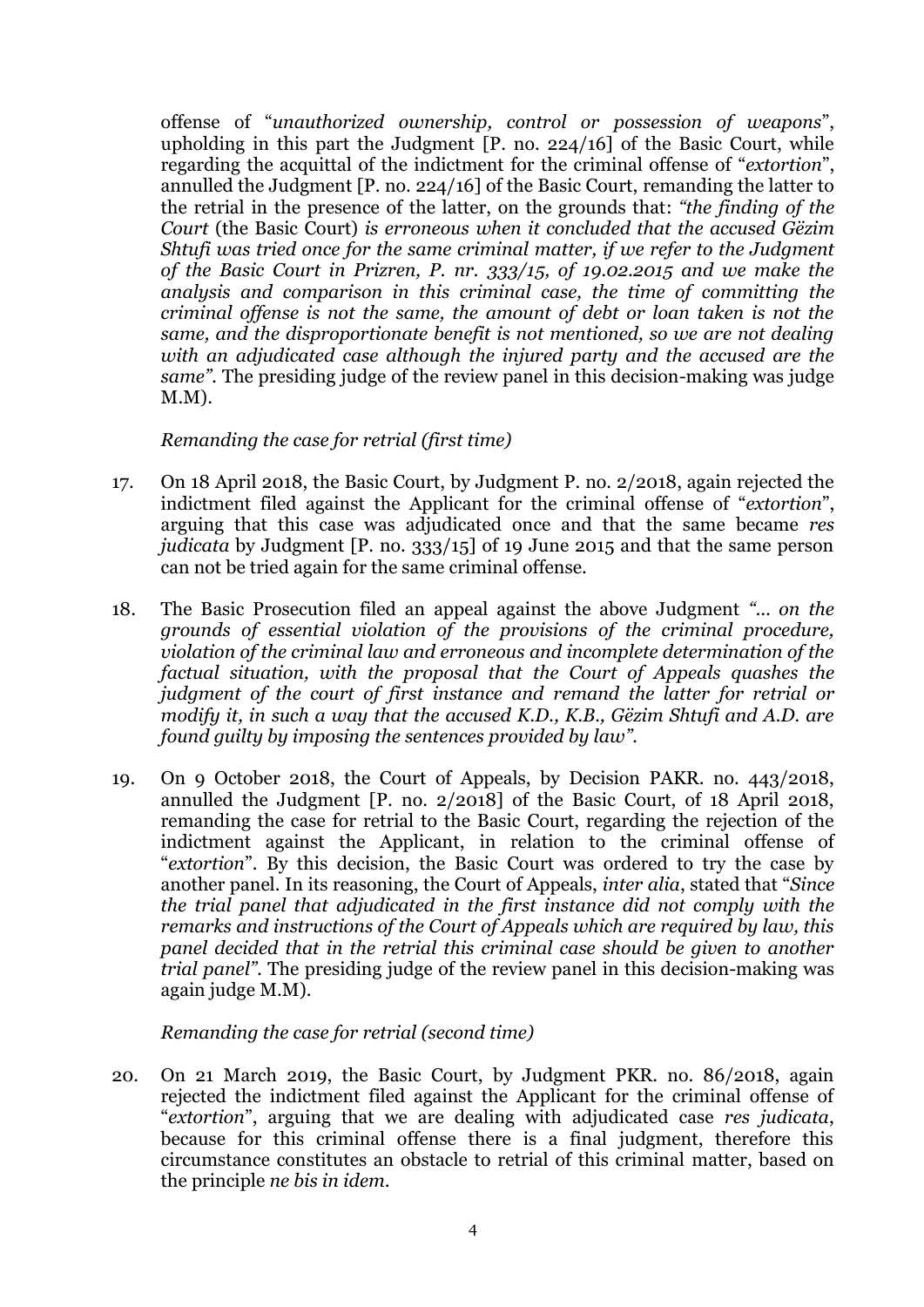offense of "*unauthorized ownership, control or possession of weapons*", upholding in this part the Judgment [P. no. 224/16] of the Basic Court, while regarding the acquittal of the indictment for the criminal offense of "*extortion*", annulled the Judgment [P. no. 224/16] of the Basic Court, remanding the latter to the retrial in the presence of the latter, on the grounds that: *"the finding of the Court* (the Basic Court) *is erroneous when it concluded that the accused Gëzim Shtufi was tried once for the same criminal matter, if we refer to the Judgment of the Basic Court in Prizren, P. nr. 333/15, of 19.02.2015 and we make the analysis and comparison in this criminal case, the time of committing the criminal offense is not the same, the amount of debt or loan taken is not the same, and the disproportionate benefit is not mentioned, so we are not dealing with an adjudicated case although the injured party and the accused are the same"*. The presiding judge of the review panel in this decision-making was judge M.M).

*Remanding the case for retrial (first time)*

17. On 18 April 2018, the Basic Court, by Judgment P. no. 2/2018, again rejected the indictment filed against the Applicant for the criminal offense of "*extortion*", arguing that this case was adjudicated once and that the same became *res judicata* by Judgment [P. no. 333/15] of 19 June 2015 and that the same person can not be tried again for the same criminal offense.

18. The Basic Prosecution filed an appeal against the above Judgment *"... on the grounds of essential violation of the provisions of the criminal procedure, violation of the criminal law and erroneous and incomplete determination of the factual situation, with the proposal that the Court of Appeals quashes the judgment of the court of first instance and remand the latter for retrial or modify it, in such a way that the accused K.D., K.B., Gëzim Shtufi and A.D. are found guilty by imposing the sentences provided by law"*.

19. On 9 October 2018, the Court of Appeals, by Decision PAKR. no. 443/2018, annulled the Judgment [P. no. 2/2018] of the Basic Court, of 18 April 2018, remanding the case for retrial to the Basic Court, regarding the rejection of the indictment against the Applicant, in relation to the criminal offense of "*extortion*". By this decision, the Basic Court was ordered to try the case by another panel. In its reasoning, the Court of Appeals, *inter alia*, stated that "*Since the trial panel that adjudicated in the first instance did not comply with the remarks and instructions of the Court of Appeals which are required by law, this panel decided that in the retrial this criminal case should be given to another trial panel"*. The presiding judge of the review panel in this decision-making was again judge M.M).

*Remanding the case for retrial (second time)*

20. On 21 March 2019, the Basic Court, by Judgment PKR. no. 86/2018, again rejected the indictment filed against the Applicant for the criminal offense of "*extortion*", arguing that we are dealing with adjudicated case *res judicata*, because for this criminal offense there is a final judgment, therefore this circumstance constitutes an obstacle to retrial of this criminal matter, based on the principle *ne bis in idem*.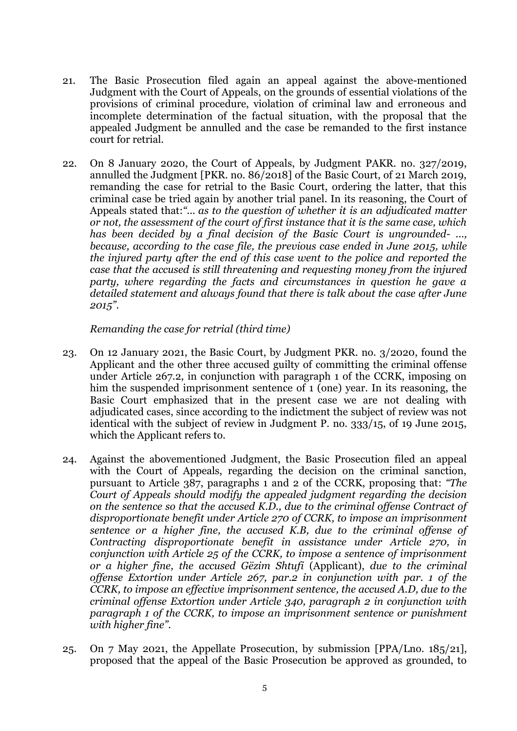21. The Basic Prosecution filed again an appeal against the above-mentioned Judgment with the Court of Appeals, on the grounds of essential violations of the provisions of criminal procedure, violation of criminal law and erroneous and incomplete determination of the factual situation, with the proposal that the appealed Judgment be annulled and the case be remanded to the first instance court for retrial.

22. On 8 January 2020, the Court of Appeals, by Judgment PAKR. no. 327/2019, annulled the Judgment [PKR. no. 86/2018] of the Basic Court, of 21 March 2019, remanding the case for retrial to the Basic Court, ordering the latter, that this criminal case be tried again by another trial panel. In its reasoning, the Court of Appeals stated that:*"... as to the question of whether it is an adjudicated matter or not, the assessment of the court of first instance that it is the same case, which has been decided by a final decision of the Basic Court is ungrounded- ..., because, according to the case file, the previous case ended in June 2015, while the injured party after the end of this case went to the police and reported the case that the accused is still threatening and requesting money from the injured party, where regarding the facts and circumstances in question he gave a detailed statement and always found that there is talk about the case after June 2015"*.

*Remanding the case for retrial (third time)*

23. On 12 January 2021, the Basic Court, by Judgment PKR. no. 3/2020, found the Applicant and the other three accused guilty of committing the criminal offense under Article 267.2, in conjunction with paragraph 1 of the CCRK, imposing on him the suspended imprisonment sentence of 1 (one) year. In its reasoning, the Basic Court emphasized that in the present case we are not dealing with adjudicated cases, since according to the indictment the subject of review was not identical with the subject of review in Judgment P. no. 333/15, of 19 June 2015, which the Applicant refers to.

24. Against the abovementioned Judgment, the Basic Prosecution filed an appeal with the Court of Appeals, regarding the decision on the criminal sanction, pursuant to Article 387, paragraphs 1 and 2 of the CCRK, proposing that: *"The Court of Appeals should modify the appealed judgment regarding the decision on the sentence so that the accused K.D., due to the criminal offense Contract of disproportionate benefit under Article 270 of CCRK, to impose an imprisonment sentence or a higher fine, the accused K.B, due to the criminal offense of Contracting disproportionate benefit in assistance under Article 270, in conjunction with Article 25 of the CCRK, to impose a sentence of imprisonment or a higher fine, the accused Gëzim Shtufi* (Applicant), *due to the criminal offense Extortion under Article 267, par.2 in conjunction with par. 1 of the CCRK, to impose an effective imprisonment sentence, the accused A.D, due to the criminal offense Extortion under Article 340, paragraph 2 in conjunction with paragraph 1 of the CCRK, to impose an imprisonment sentence or punishment with higher fine"*.

25. On 7 May 2021, the Appellate Prosecution, by submission [PPA/Lno. 185/21], proposed that the appeal of the Basic Prosecution be approved as grounded, to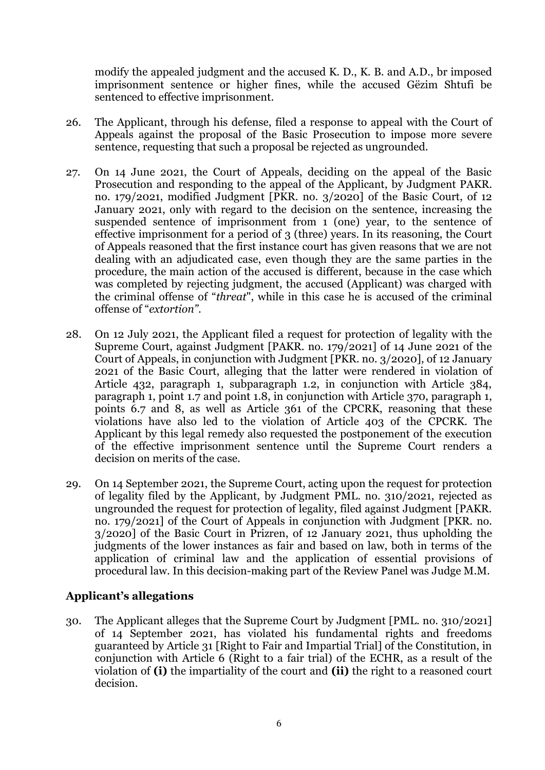modify the appealed judgment and the accused K. D., K. B. and A.D., br imposed imprisonment sentence or higher fines, while the accused Gëzim Shtufi be sentenced to effective imprisonment.

26. The Applicant, through his defense, filed a response to appeal with the Court of Appeals against the proposal of the Basic Prosecution to impose more severe sentence, requesting that such a proposal be rejected as ungrounded.

27. On 14 June 2021, the Court of Appeals, deciding on the appeal of the Basic Prosecution and responding to the appeal of the Applicant, by Judgment PAKR. no. 179/2021, modified Judgment [PKR. no. 3/2020] of the Basic Court, of 12 January 2021, only with regard to the decision on the sentence, increasing the suspended sentence of imprisonment from 1 (one) year, to the sentence of effective imprisonment for a period of 3 (three) years. In its reasoning, the Court of Appeals reasoned that the first instance court has given reasons that we are not dealing with an adjudicated case, even though they are the same parties in the procedure, the main action of the accused is different, because in the case which was completed by rejecting judgment, the accused (Applicant) was charged with the criminal offense of "*threat*", while in this case he is accused of the criminal offense of "*extortion*".

28. On 12 July 2021, the Applicant filed a request for protection of legality with the Supreme Court, against Judgment [PAKR. no. 179/2021] of 14 June 2021 of the Court of Appeals, in conjunction with Judgment [PKR. no. 3/2020], of 12 January 2021 of the Basic Court, alleging that the latter were rendered in violation of Article 432, paragraph 1, subparagraph 1.2, in conjunction with Article 384, paragraph 1, point 1.7 and point 1.8, in conjunction with Article 370, paragraph 1, points 6.7 and 8, as well as Article 361 of the CPCRK, reasoning that these violations have also led to the violation of Article 403 of the CPCRK. The Applicant by this legal remedy also requested the postponement of the execution of the effective imprisonment sentence until the Supreme Court renders a decision on merits of the case.

29. On 14 September 2021, the Supreme Court, acting upon the request for protection of legality filed by the Applicant, by Judgment PML. no. 310/2021, rejected as ungrounded the request for protection of legality, filed against Judgment [PAKR. no. 179/2021] of the Court of Appeals in conjunction with Judgment [PKR. no. 3/2020] of the Basic Court in Prizren, of 12 January 2021, thus upholding the judgments of the lower instances as fair and based on law, both in terms of the application of criminal law and the application of essential provisions of procedural law. In this decision-making part of the Review Panel was Judge M.M.

## Applicant's allegations

30. The Applicant alleges that the Supreme Court by Judgment [PML. no. 310/2021] of 14 September 2021, has violated his fundamental rights and freedoms guaranteed by Article 31 [Right to Fair and Impartial Trial] of the Constitution, in conjunction with Article 6 (Right to a fair trial) of the ECHR, as a result of the violation of **(i)** the impartiality of the court and **(ii)** the right to a reasoned court decision.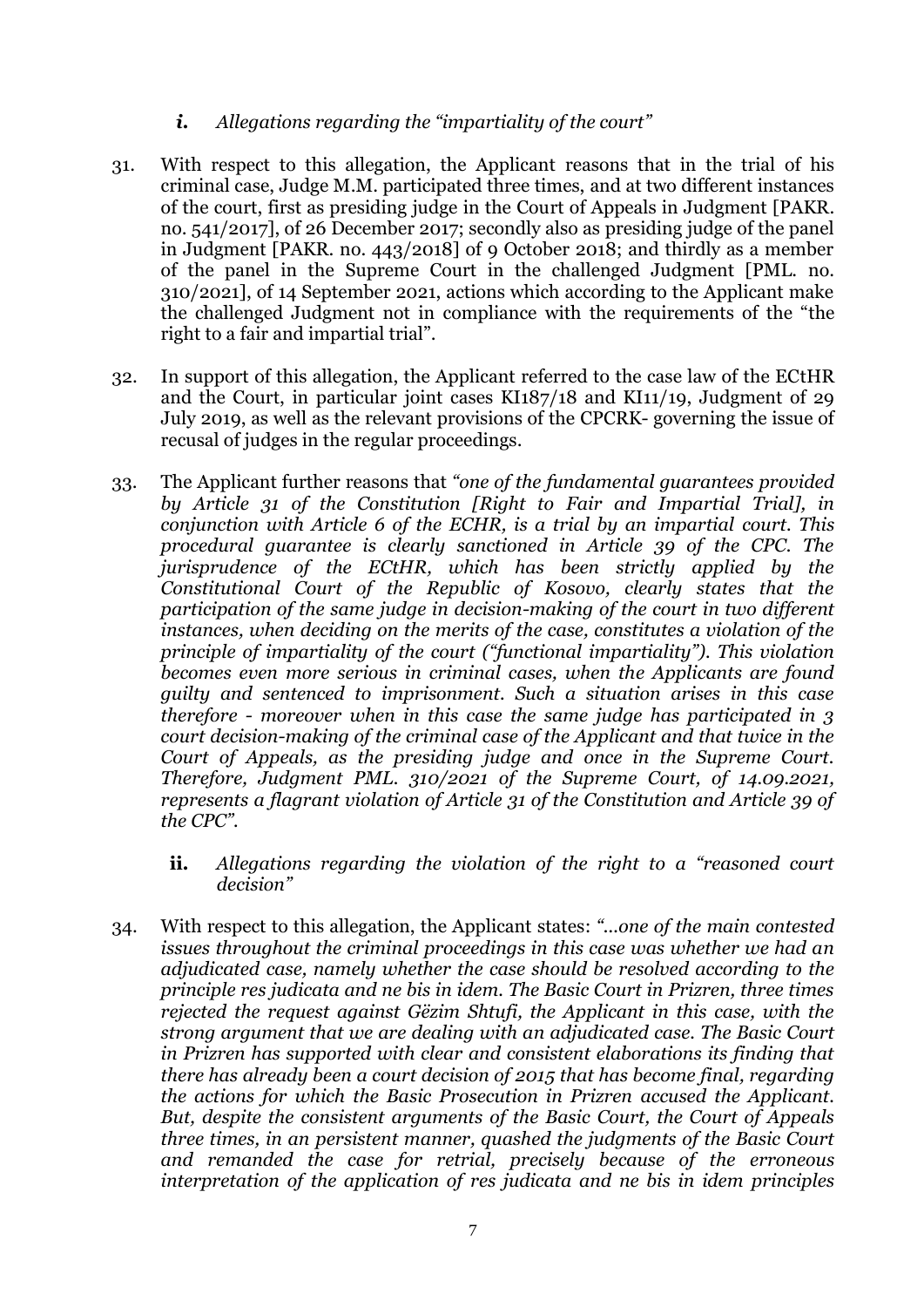*i. Allegations regarding the "impartiality of the court"*

31. With respect to this allegation, the Applicant reasons that in the trial of his criminal case, Judge M.M. participated three times, and at two different instances of the court, first as presiding judge in the Court of Appeals in Judgment [PAKR. no. 541/2017], of 26 December 2017; secondly also as presiding judge of the panel in Judgment [PAKR. no. 443/2018] of 9 October 2018; and thirdly as a member of the panel in the Supreme Court in the challenged Judgment [PML. no. 310/2021], of 14 September 2021, actions which according to the Applicant make the challenged Judgment not in compliance with the requirements of the "the right to a fair and impartial trial".

32. In support of this allegation, the Applicant referred to the case law of the ECtHR and the Court, in particular joint cases KI187/18 and KI11/19, Judgment of 29 July 2019, as well as the relevant provisions of the CPCRK- governing the issue of recusal of judges in the regular proceedings.

33. The Applicant further reasons that *"one of the fundamental guarantees provided by Article 31 of the Constitution [Right to Fair and Impartial Trial], in conjunction with Article 6 of the ECHR, is a trial by an impartial court. This procedural guarantee is clearly sanctioned in Article 39 of the CPC. The jurisprudence of the ECtHR, which has been strictly applied by the Constitutional Court of the Republic of Kosovo, clearly states that the participation of the same judge in decision-making of the court in two different instances, when deciding on the merits of the case, constitutes a violation of the principle of impartiality of the court ("functional impartiality"). This violation becomes even more serious in criminal cases, when the Applicants are found guilty and sentenced to imprisonment. Such a situation arises in this case therefore - moreover when in this case the same judge has participated in 3 court decision-making of the criminal case of the Applicant and that twice in the Court of Appeals, as the presiding judge and once in the Supreme Court. Therefore, Judgment PML. 310/2021 of the Supreme Court, of 14.09.2021, represents a flagrant violation of Article 31 of the Constitution and Article 39 of the CPC".*

**ii.** *Allegations regarding the violation of the right to a "reasoned court decision"*

34. With respect to this allegation, the Applicant states: *"...one of the main contested issues throughout the criminal proceedings in this case was whether we had an adjudicated case, namely whether the case should be resolved according to the principle res judicata and ne bis in idem. The Basic Court in Prizren, three times rejected the request against Gëzim Shtufi, the Applicant in this case, with the strong argument that we are dealing with an adjudicated case. The Basic Court in Prizren has supported with clear and consistent elaborations its finding that there has already been a court decision of 2015 that has become final, regarding the actions for which the Basic Prosecution in Prizren accused the Applicant. But, despite the consistent arguments of the Basic Court, the Court of Appeals three times, in an persistent manner, quashed the judgments of the Basic Court and remanded the case for retrial, precisely because of the erroneous interpretation of the application of res judicata and ne bis in idem principles*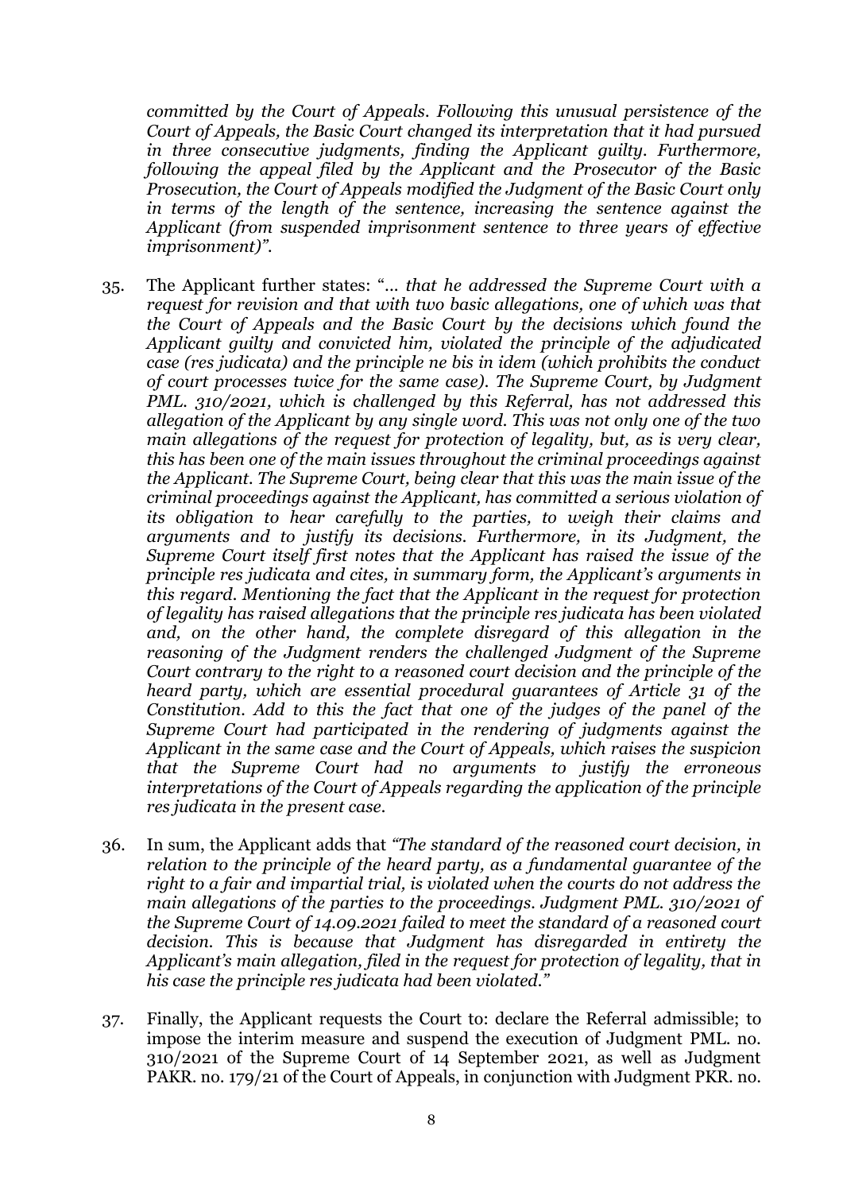*committed by the Court of Appeals. Following this unusual persistence of the Court of Appeals, the Basic Court changed its interpretation that it had pursued in three consecutive judgments, finding the Applicant guilty. Furthermore, following the appeal filed by the Applicant and the Prosecutor of the Basic Prosecution, the Court of Appeals modified the Judgment of the Basic Court only in terms of the length of the sentence, increasing the sentence against the Applicant (from suspended imprisonment sentence to three years of effective imprisonment)".*

35. The Applicant further states: "*... that he addressed the Supreme Court with a request for revision and that with two basic allegations, one of which was that the Court of Appeals and the Basic Court by the decisions which found the Applicant guilty and convicted him, violated the principle of the adjudicated case (res judicata) and the principle ne bis in idem (which prohibits the conduct of court processes twice for the same case). The Supreme Court, by Judgment PML. 310/2021, which is challenged by this Referral, has not addressed this allegation of the Applicant by any single word. This was not only one of the two main allegations of the request for protection of legality, but, as is very clear, this has been one of the main issues throughout the criminal proceedings against the Applicant. The Supreme Court, being clear that this was the main issue of the criminal proceedings against the Applicant, has committed a serious violation of its obligation to hear carefully to the parties, to weigh their claims and arguments and to justify its decisions. Furthermore, in its Judgment, the Supreme Court itself first notes that the Applicant has raised the issue of the principle res judicata and cites, in summary form, the Applicant's arguments in this regard. Mentioning the fact that the Applicant in the request for protection of legality has raised allegations that the principle res judicata has been violated and, on the other hand, the complete disregard of this allegation in the reasoning of the Judgment renders the challenged Judgment of the Supreme Court contrary to the right to a reasoned court decision and the principle of the heard party, which are essential procedural guarantees of Article 31 of the Constitution. Add to this the fact that one of the judges of the panel of the Supreme Court had participated in the rendering of judgments against the Applicant in the same case and the Court of Appeals, which raises the suspicion that the Supreme Court had no arguments to justify the erroneous interpretations of the Court of Appeals regarding the application of the principle res judicata in the present case.*

36. In sum, the Applicant adds that *"The standard of the reasoned court decision, in relation to the principle of the heard party, as a fundamental guarantee of the right to a fair and impartial trial, is violated when the courts do not address the main allegations of the parties to the proceedings. Judgment PML. 310/2021 of the Supreme Court of 14.09.2021 failed to meet the standard of a reasoned court decision. This is because that Judgment has disregarded in entirety the Applicant's main allegation, filed in the request for protection of legality, that in his case the principle res judicata had been violated."*

37. Finally, the Applicant requests the Court to: declare the Referral admissible; to impose the interim measure and suspend the execution of Judgment PML. no. 310/2021 of the Supreme Court of 14 September 2021, as well as Judgment PAKR. no. 179/21 of the Court of Appeals, in conjunction with Judgment PKR. no.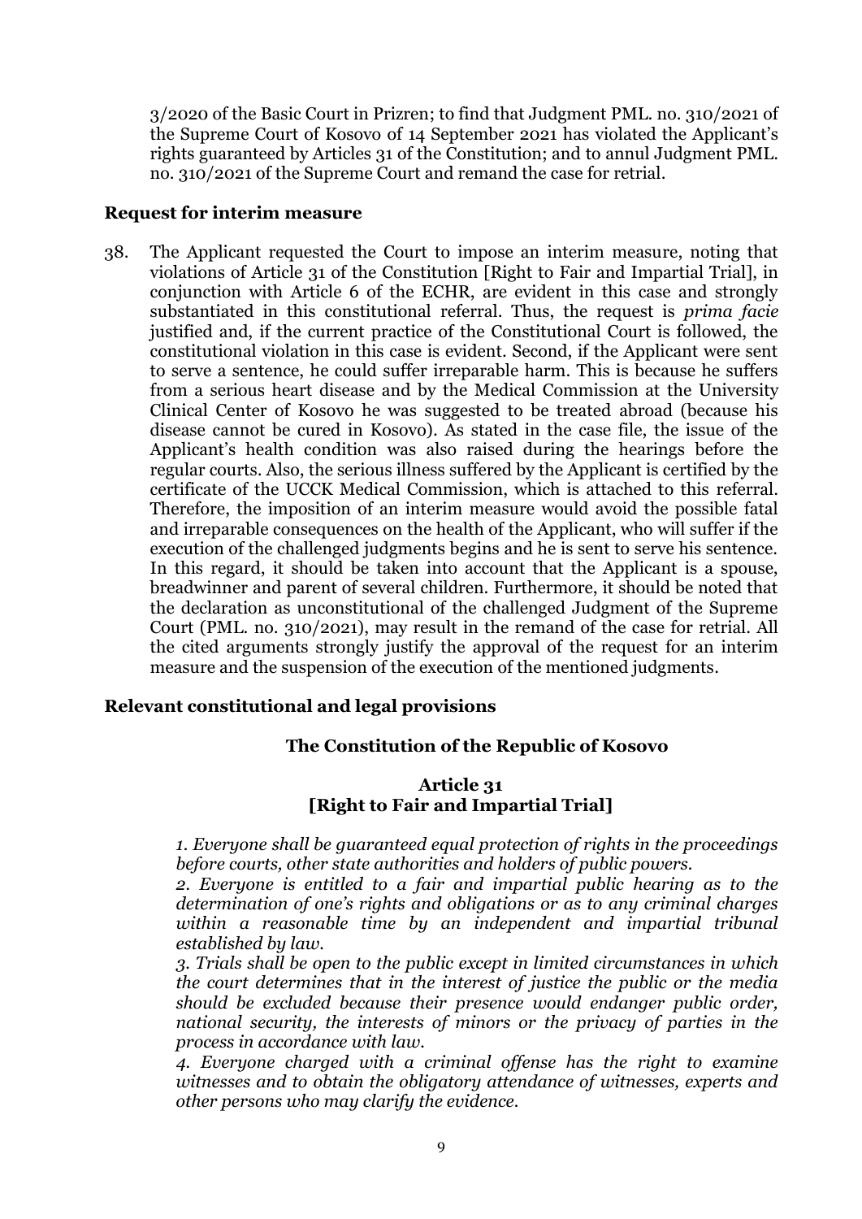3/2020 of the Basic Court in Prizren; to find that Judgment PML. no. 310/2021 of the Supreme Court of Kosovo of 14 September 2021 has violated the Applicant's rights guaranteed by Articles 31 of the Constitution; and to annul Judgment PML. no. 310/2021 of the Supreme Court and remand the case for retrial.

**Request for interim measure**

38. The Applicant requested the Court to impose an interim measure, noting that violations of Article 31 of the Constitution [Right to Fair and Impartial Trial], in conjunction with Article 6 of the ECHR, are evident in this case and strongly substantiated in this constitutional referral. Thus, the request is *prima facie* justified and, if the current practice of the Constitutional Court is followed, the constitutional violation in this case is evident. Second, if the Applicant were sent to serve a sentence, he could suffer irreparable harm. This is because he suffers from a serious heart disease and by the Medical Commission at the University Clinical Center of Kosovo he was suggested to be treated abroad (because his disease cannot be cured in Kosovo). As stated in the case file, the issue of the Applicant's health condition was also raised during the hearings before the regular courts. Also, the serious illness suffered by the Applicant is certified by the certificate of the UCCK Medical Commission, which is attached to this referral. Therefore, the imposition of an interim measure would avoid the possible fatal and irreparable consequences on the health of the Applicant, who will suffer if the execution of the challenged judgments begins and he is sent to serve his sentence. In this regard, it should be taken into account that the Applicant is a spouse, breadwinner and parent of several children. Furthermore, it should be noted that the declaration as unconstitutional of the challenged Judgment of the Supreme Court (PML. no. 310/2021), may result in the remand of the case for retrial. All the cited arguments strongly justify the approval of the request for an interim measure and the suspension of the execution of the mentioned judgments.

**Relevant constitutional and legal provisions**

**The Constitution of the Republic of Kosovo**

**Article 31**
**[Right to Fair and Impartial Trial]**

*1. Everyone shall be guaranteed equal protection of rights in the proceedings before courts, other state authorities and holders of public powers.*

*2. Everyone is entitled to a fair and impartial public hearing as to the determination of one's rights and obligations or as to any criminal charges within a reasonable time by an independent and impartial tribunal established by law.*

*3. Trials shall be open to the public except in limited circumstances in which the court determines that in the interest of justice the public or the media should be excluded because their presence would endanger public order, national security, the interests of minors or the privacy of parties in the process in accordance with law.*

*4. Everyone charged with a criminal offense has the right to examine witnesses and to obtain the obligatory attendance of witnesses, experts and other persons who may clarify the evidence.*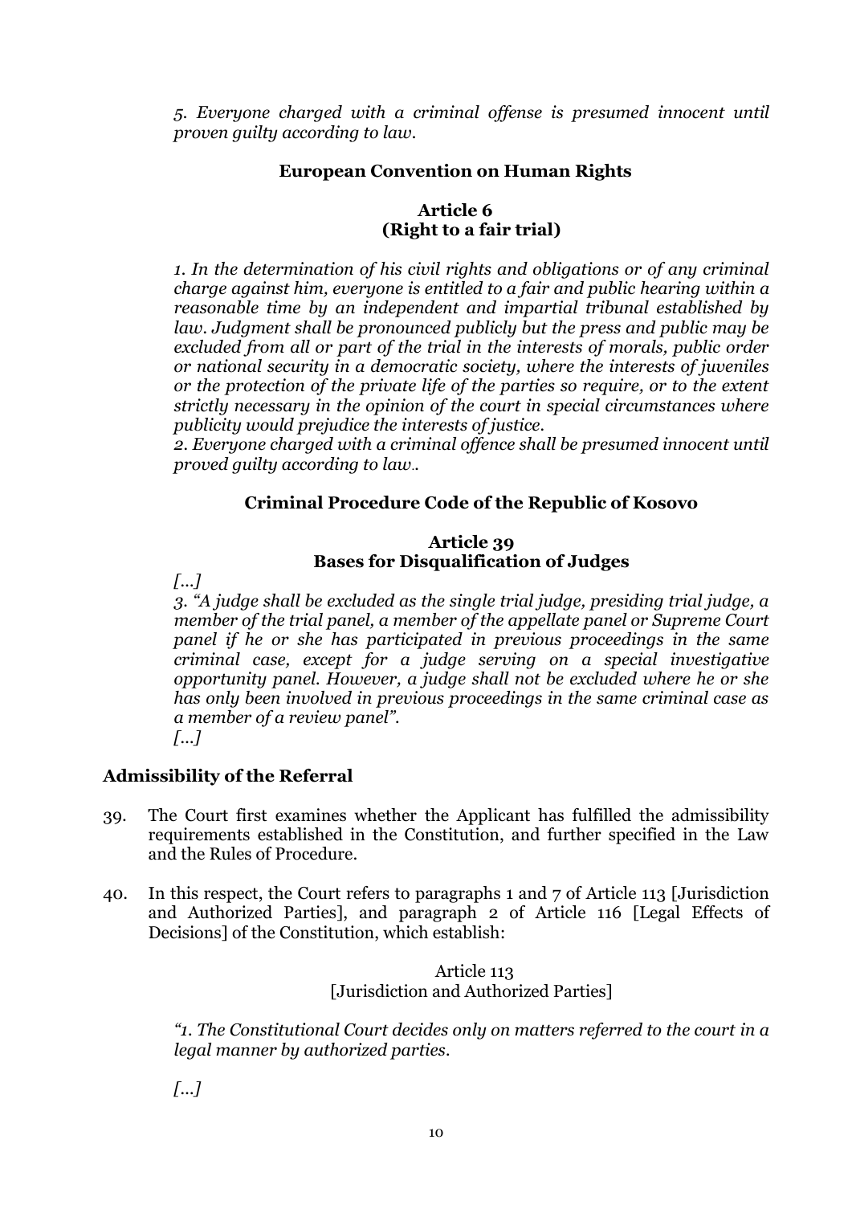*5. Everyone charged with a criminal offense is presumed innocent until proven guilty according to law.*

### European Convention on Human Rights

### Article 6 (Right to a fair trial)

*1. In the determination of his civil rights and obligations or of any criminal charge against him, everyone is entitled to a fair and public hearing within a reasonable time by an independent and impartial tribunal established by law. Judgment shall be pronounced publicly but the press and public may be excluded from all or part of the trial in the interests of morals, public order or national security in a democratic society, where the interests of juveniles or the protection of the private life of the parties so require, or to the extent strictly necessary in the opinion of the court in special circumstances where publicity would prejudice the interests of justice.*
*2. Everyone charged with a criminal offence shall be presumed innocent until proved guilty according to law..*

### Criminal Procedure Code of the Republic of Kosovo

### Article 39 Bases for Disqualification of Judges

*[...]*
*3. "A judge shall be excluded as the single trial judge, presiding trial judge, a member of the trial panel, a member of the appellate panel or Supreme Court panel if he or she has participated in previous proceedings in the same criminal case, except for a judge serving on a special investigative opportunity panel. However, a judge shall not be excluded where he or she has only been involved in previous proceedings in the same criminal case as a member of a review panel".*
*[...]*

## Admissibility of the Referral

39. The Court first examines whether the Applicant has fulfilled the admissibility requirements established in the Constitution, and further specified in the Law and the Rules of Procedure.

40. In this respect, the Court refers to paragraphs 1 and 7 of Article 113 [Jurisdiction and Authorized Parties], and paragraph 2 of Article 116 [Legal Effects of Decisions] of the Constitution, which establish:

Article 113
[Jurisdiction and Authorized Parties]

*"1. The Constitutional Court decides only on matters referred to the court in a legal manner by authorized parties.*

*[...]*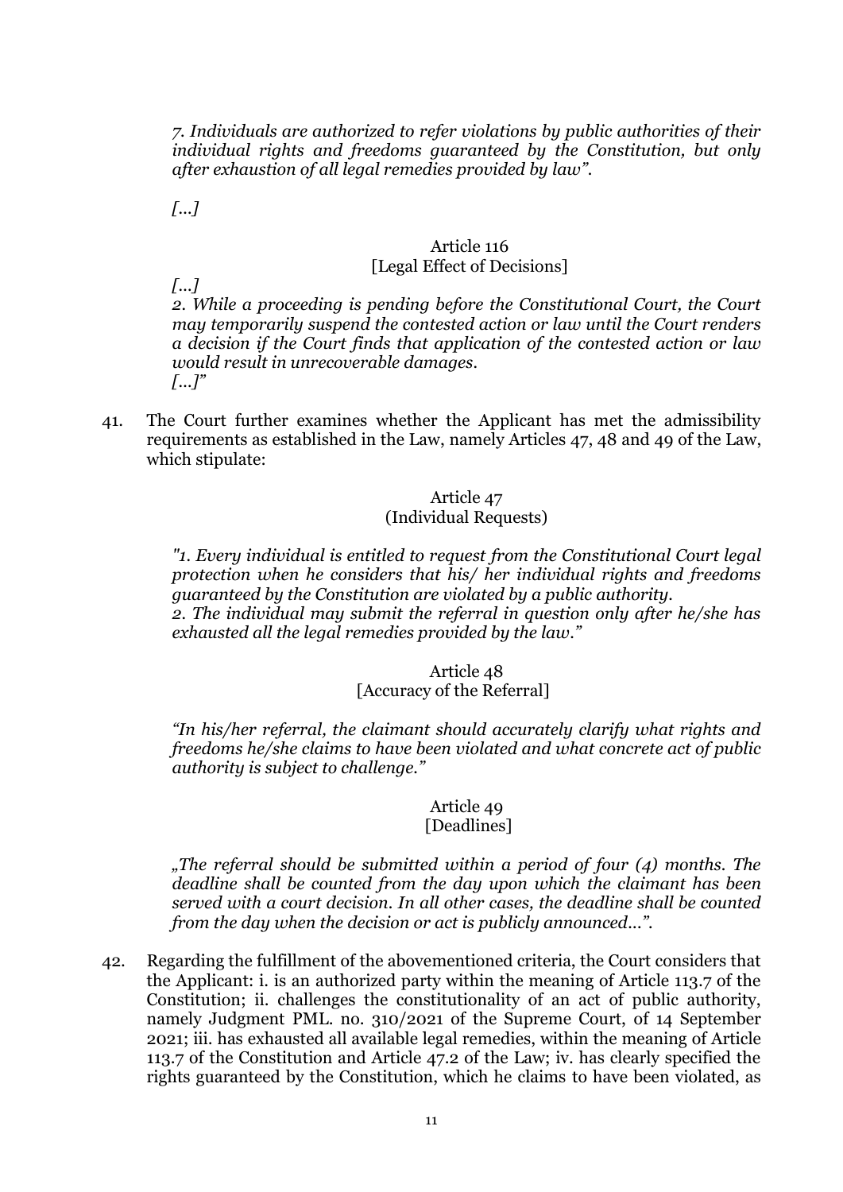*7. Individuals are authorized to refer violations by public authorities of their individual rights and freedoms guaranteed by the Constitution, but only after exhaustion of all legal remedies provided by law".*

*[...]*

Article 116
[Legal Effect of Decisions]

*[...]*
*2. While a proceeding is pending before the Constitutional Court, the Court may temporarily suspend the contested action or law until the Court renders a decision if the Court finds that application of the contested action or law would result in unrecoverable damages.*
*[...]"*

41. The Court further examines whether the Applicant has met the admissibility requirements as established in the Law, namely Articles 47, 48 and 49 of the Law, which stipulate:

Article 47
(Individual Requests)

*"1. Every individual is entitled to request from the Constitutional Court legal protection when he considers that his/ her individual rights and freedoms guaranteed by the Constitution are violated by a public authority.*
*2. The individual may submit the referral in question only after he/she has exhausted all the legal remedies provided by the law."*

Article 48
[Accuracy of the Referral]

*"In his/her referral, the claimant should accurately clarify what rights and freedoms he/she claims to have been violated and what concrete act of public authority is subject to challenge."*

Article 49
[Deadlines]

*„The referral should be submitted within a period of four (4) months. The deadline shall be counted from the day upon which the claimant has been served with a court decision. In all other cases, the deadline shall be counted from the day when the decision or act is publicly announced...".*

42. Regarding the fulfillment of the abovementioned criteria, the Court considers that the Applicant: i. is an authorized party within the meaning of Article 113.7 of the Constitution; ii. challenges the constitutionality of an act of public authority, namely Judgment PML. no. 310/2021 of the Supreme Court, of 14 September 2021; iii. has exhausted all available legal remedies, within the meaning of Article 113.7 of the Constitution and Article 47.2 of the Law; iv. has clearly specified the rights guaranteed by the Constitution, which he claims to have been violated, as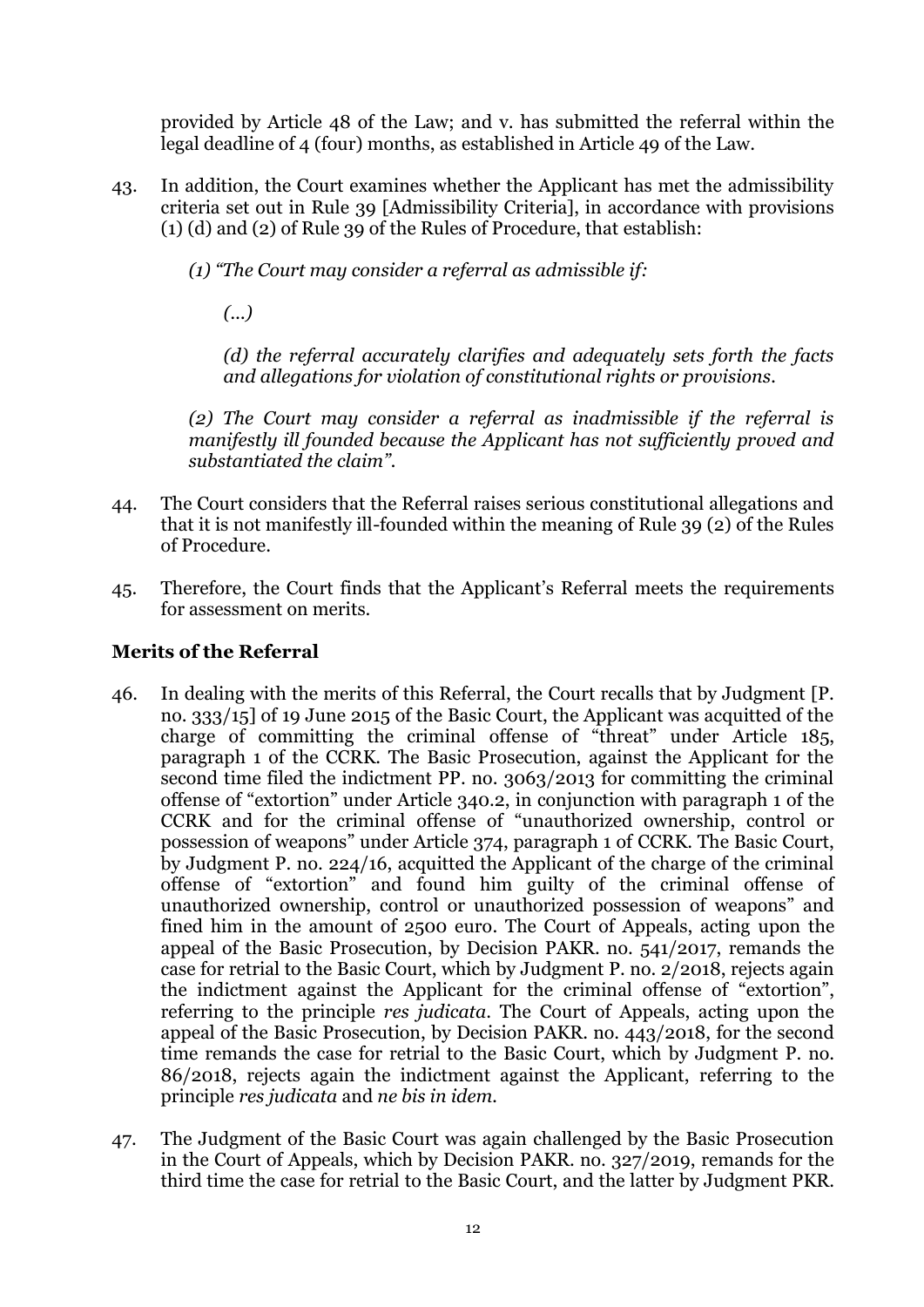provided by Article 48 of the Law; and v. has submitted the referral within the legal deadline of 4 (four) months, as established in Article 49 of the Law.

43. In addition, the Court examines whether the Applicant has met the admissibility criteria set out in Rule 39 [Admissibility Criteria], in accordance with provisions (1) (d) and (2) of Rule 39 of the Rules of Procedure, that establish:

    *(1) "The Court may consider a referral as admissible if:*

    *(...)*

    *(d) the referral accurately clarifies and adequately sets forth the facts and allegations for violation of constitutional rights or provisions.*

    *(2) The Court may consider a referral as inadmissible if the referral is manifestly ill founded because the Applicant has not sufficiently proved and substantiated the claim".*

44. The Court considers that the Referral raises serious constitutional allegations and that it is not manifestly ill-founded within the meaning of Rule 39 (2) of the Rules of Procedure.

45. Therefore, the Court finds that the Applicant's Referral meets the requirements for assessment on merits.

**Merits of the Referral**

46. In dealing with the merits of this Referral, the Court recalls that by Judgment [P. no. 333/15] of 19 June 2015 of the Basic Court, the Applicant was acquitted of the charge of committing the criminal offense of "threat" under Article 185, paragraph 1 of the CCRK. The Basic Prosecution, against the Applicant for the second time filed the indictment PP. no. 3063/2013 for committing the criminal offense of "extortion" under Article 340.2, in conjunction with paragraph 1 of the CCRK and for the criminal offense of "unauthorized ownership, control or possession of weapons" under Article 374, paragraph 1 of CCRK. The Basic Court, by Judgment P. no. 224/16, acquitted the Applicant of the charge of the criminal offense of "extortion" and found him guilty of the criminal offense of unauthorized ownership, control or unauthorized possession of weapons" and fined him in the amount of 2500 euro. The Court of Appeals, acting upon the appeal of the Basic Prosecution, by Decision PAKR. no. 541/2017, remands the case for retrial to the Basic Court, which by Judgment P. no. 2/2018, rejects again the indictment against the Applicant for the criminal offense of "extortion", referring to the principle *res judicata*. The Court of Appeals, acting upon the appeal of the Basic Prosecution, by Decision PAKR. no. 443/2018, for the second time remands the case for retrial to the Basic Court, which by Judgment P. no. 86/2018, rejects again the indictment against the Applicant, referring to the principle *res judicata* and *ne bis in idem*.

47. The Judgment of the Basic Court was again challenged by the Basic Prosecution in the Court of Appeals, which by Decision PAKR. no. 327/2019, remands for the third time the case for retrial to the Basic Court, and the latter by Judgment PKR.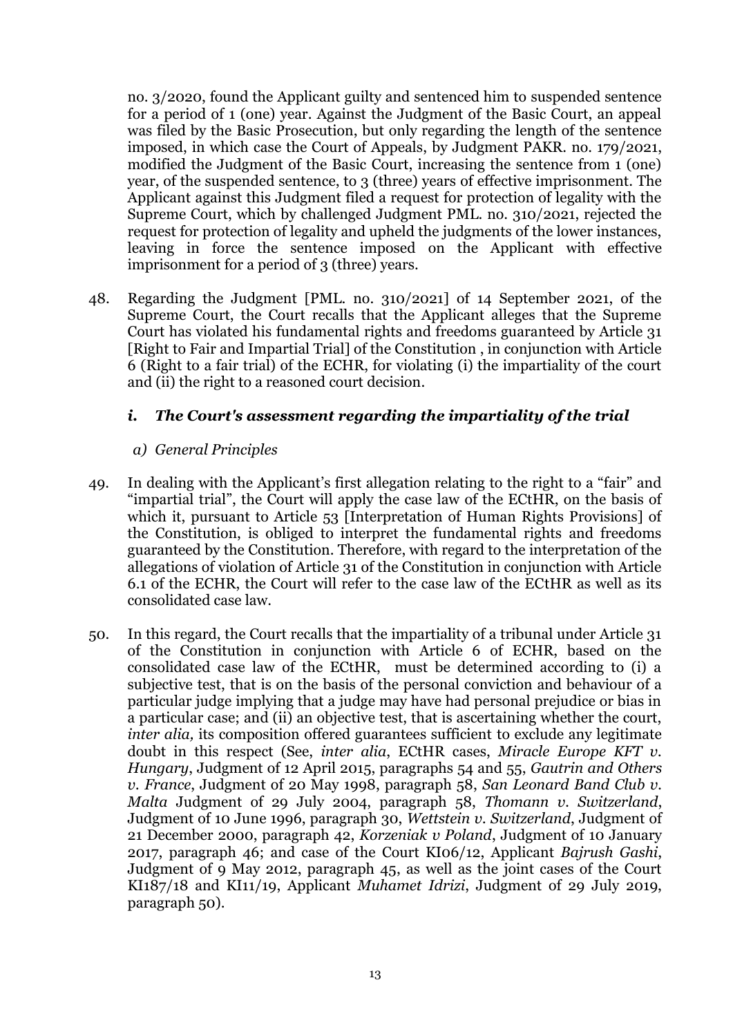no. 3/2020, found the Applicant guilty and sentenced him to suspended sentence for a period of 1 (one) year. Against the Judgment of the Basic Court, an appeal was filed by the Basic Prosecution, but only regarding the length of the sentence imposed, in which case the Court of Appeals, by Judgment PAKR. no. 179/2021, modified the Judgment of the Basic Court, increasing the sentence from 1 (one) year, of the suspended sentence, to 3 (three) years of effective imprisonment. The Applicant against this Judgment filed a request for protection of legality with the Supreme Court, which by challenged Judgment PML. no. 310/2021, rejected the request for protection of legality and upheld the judgments of the lower instances, leaving in force the sentence imposed on the Applicant with effective imprisonment for a period of 3 (three) years.

48. Regarding the Judgment [PML. no. 310/2021] of 14 September 2021, of the Supreme Court, the Court recalls that the Applicant alleges that the Supreme Court has violated his fundamental rights and freedoms guaranteed by Article 31 [Right to Fair and Impartial Trial] of the Constitution , in conjunction with Article 6 (Right to a fair trial) of the ECHR, for violating (i) the impartiality of the court and (ii) the right to a reasoned court decision.

### *i. The Court's assessment regarding the impartiality of the trial*

*a) General Principles*

49. In dealing with the Applicant's first allegation relating to the right to a "fair" and "impartial trial", the Court will apply the case law of the ECtHR, on the basis of which it, pursuant to Article 53 [Interpretation of Human Rights Provisions] of the Constitution, is obliged to interpret the fundamental rights and freedoms guaranteed by the Constitution. Therefore, with regard to the interpretation of the allegations of violation of Article 31 of the Constitution in conjunction with Article 6.1 of the ECHR, the Court will refer to the case law of the ECtHR as well as its consolidated case law.

50. In this regard, the Court recalls that the impartiality of a tribunal under Article 31 of the Constitution in conjunction with Article 6 of ECHR, based on the consolidated case law of the ECtHR, must be determined according to (i) a subjective test, that is on the basis of the personal conviction and behaviour of a particular judge implying that a judge may have had personal prejudice or bias in a particular case; and (ii) an objective test, that is ascertaining whether the court, *inter alia,* its composition offered guarantees sufficient to exclude any legitimate doubt in this respect (See, *inter alia*, ECtHR cases, *Miracle Europe KFT v. Hungary*, Judgment of 12 April 2015, paragraphs 54 and 55, *Gautrin and Others v. France*, Judgment of 20 May 1998, paragraph 58, *San Leonard Band Club v. Malta* Judgment of 29 July 2004, paragraph 58, *Thomann v. Switzerland*, Judgment of 10 June 1996, paragraph 30, *Wettstein v. Switzerland*, Judgment of 21 December 2000, paragraph 42, *Korzeniak v Poland*, Judgment of 10 January 2017, paragraph 46; and case of the Court KI06/12, Applicant *Bajrush Gashi*, Judgment of 9 May 2012, paragraph 45, as well as the joint cases of the Court KI187/18 and KI11/19, Applicant *Muhamet Idrizi*, Judgment of 29 July 2019, paragraph 50).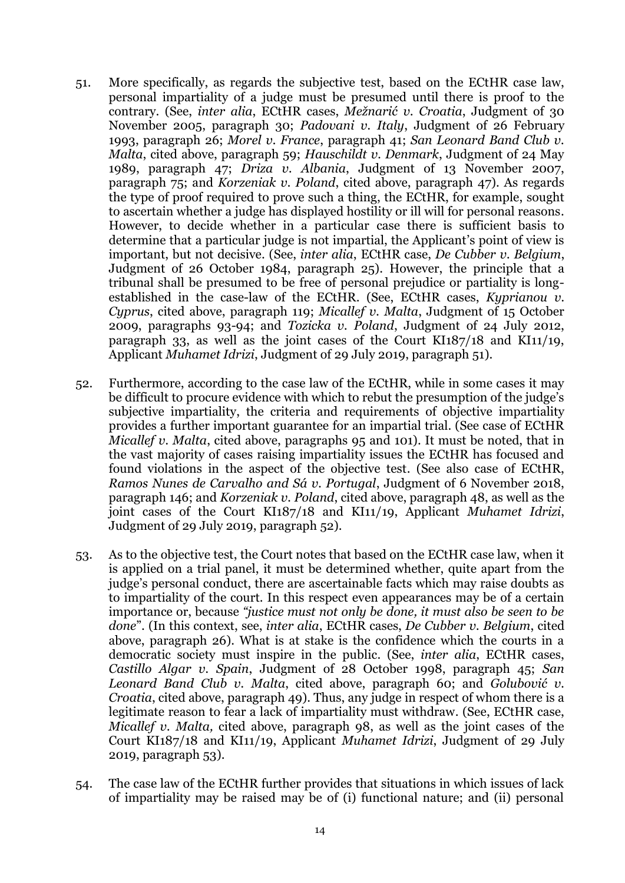51. More specifically, as regards the subjective test, based on the ECtHR case law, personal impartiality of a judge must be presumed until there is proof to the contrary. (See, *inter alia*, ECtHR cases, *Mežnarić v. Croatia*, Judgment of 30 November 2005, paragraph 30; *Padovani v. Italy*, Judgment of 26 February 1993, paragraph 26; *Morel v. France*, paragraph 41; *San Leonard Band Club v. Malta*, cited above, paragraph 59; *Hauschildt v. Denmark*, Judgment of 24 May 1989, paragraph 47; *Driza v. Albania*, Judgment of 13 November 2007, paragraph 75; and *Korzeniak v. Poland*, cited above, paragraph 47). As regards the type of proof required to prove such a thing, the ECtHR, for example, sought to ascertain whether a judge has displayed hostility or ill will for personal reasons. However, to decide whether in a particular case there is sufficient basis to determine that a particular judge is not impartial, the Applicant's point of view is important, but not decisive. (See, *inter alia*, ECtHR case, *De Cubber v. Belgium*, Judgment of 26 October 1984, paragraph 25). However, the principle that a tribunal shall be presumed to be free of personal prejudice or partiality is long-established in the case-law of the ECtHR. (See, ECtHR cases, *Kyprianou v. Cyprus*, cited above, paragraph 119; *Micallef v. Malta*, Judgment of 15 October 2009, paragraphs 93-94; and *Tozicka v. Poland*, Judgment of 24 July 2012, paragraph 33, as well as the joint cases of the Court KI187/18 and KI11/19, Applicant *Muhamet Idrizi*, Judgment of 29 July 2019, paragraph 51).

52. Furthermore, according to the case law of the ECtHR, while in some cases it may be difficult to procure evidence with which to rebut the presumption of the judge's subjective impartiality, the criteria and requirements of objective impartiality provides a further important guarantee for an impartial trial. (See case of ECtHR *Micallef v. Malta*, cited above, paragraphs 95 and 101). It must be noted, that in the vast majority of cases raising impartiality issues the ECtHR has focused and found violations in the aspect of the objective test. (See also case of ECtHR, *Ramos Nunes de Carvalho and Sá v. Portugal*, Judgment of 6 November 2018, paragraph 146; and *Korzeniak v. Poland*, cited above, paragraph 48, as well as the joint cases of the Court KI187/18 and KI11/19, Applicant *Muhamet Idrizi*, Judgment of 29 July 2019, paragraph 52).

53. As to the objective test, the Court notes that based on the ECtHR case law, when it is applied on a trial panel, it must be determined whether, quite apart from the judge's personal conduct, there are ascertainable facts which may raise doubts as to impartiality of the court. In this respect even appearances may be of a certain importance or, because *"justice must not only be done, it must also be seen to be done"*. (In this context, see, *inter alia*, ECtHR cases, *De Cubber v. Belgium*, cited above, paragraph 26). What is at stake is the confidence which the courts in a democratic society must inspire in the public. (See, *inter alia*, ECtHR cases, *Castillo Algar v. Spain*, Judgment of 28 October 1998, paragraph 45; *San Leonard Band Club v. Malta*, cited above, paragraph 60; and *Golubović v. Croatia*, cited above, paragraph 49). Thus, any judge in respect of whom there is a legitimate reason to fear a lack of impartiality must withdraw. (See, ECtHR case, *Micallef v. Malta,* cited above, paragraph 98, as well as the joint cases of the Court KI187/18 and KI11/19, Applicant *Muhamet Idrizi*, Judgment of 29 July 2019, paragraph 53).

54. The case law of the ECtHR further provides that situations in which issues of lack of impartiality may be raised may be of (i) functional nature; and (ii) personal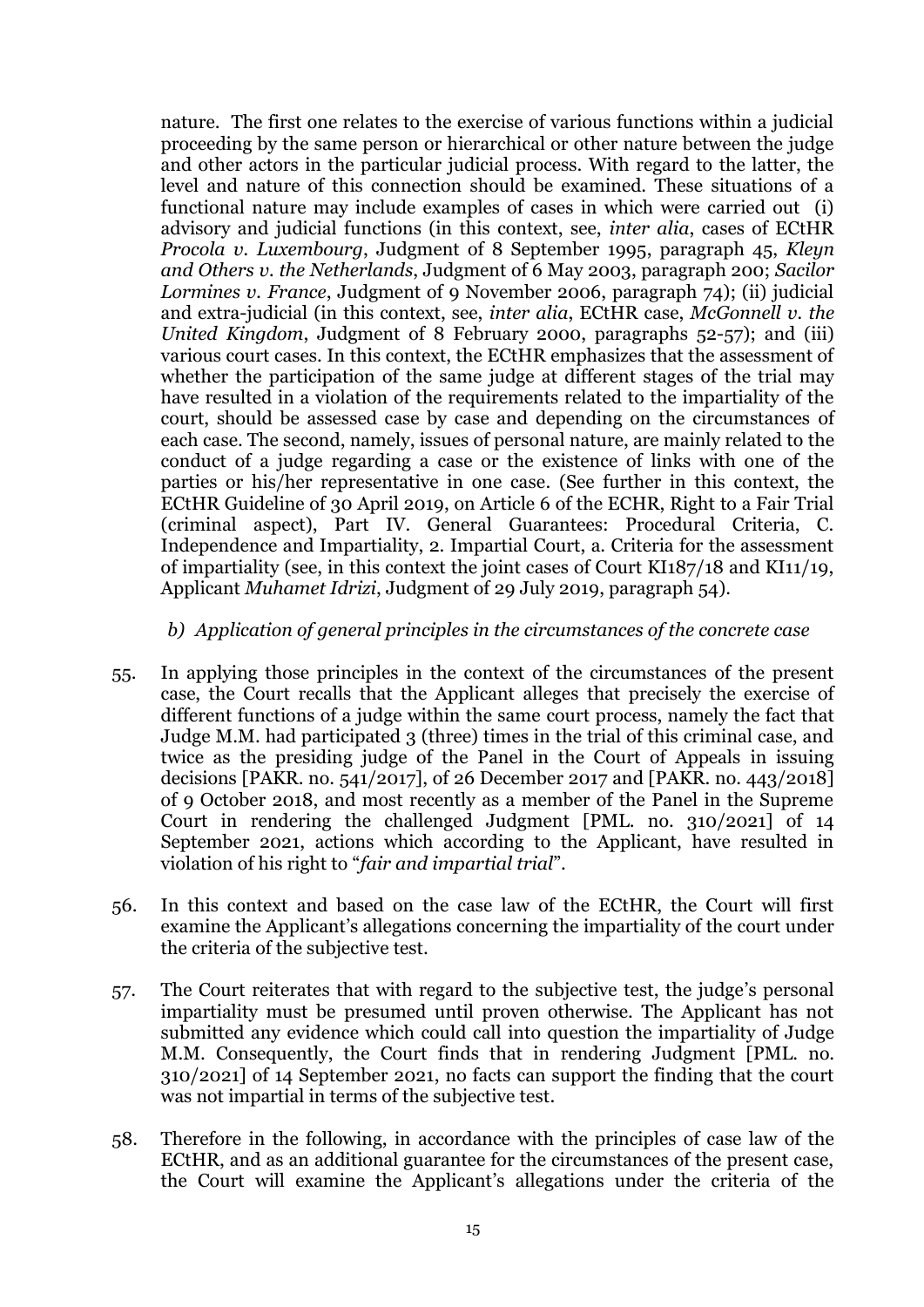nature. The first one relates to the exercise of various functions within a judicial proceeding by the same person or hierarchical or other nature between the judge and other actors in the particular judicial process. With regard to the latter, the level and nature of this connection should be examined. These situations of a functional nature may include examples of cases in which were carried out (i) advisory and judicial functions (in this context, see, *inter alia*, cases of ECtHR *Procola v. Luxembourg*, Judgment of 8 September 1995, paragraph 45, *Kleyn and Others v. the Netherlands*, Judgment of 6 May 2003, paragraph 200; *Sacilor Lormines v. France*, Judgment of 9 November 2006, paragraph 74); (ii) judicial and extra-judicial (in this context, see, *inter alia*, ECtHR case, *McGonnell v. the United Kingdom*, Judgment of 8 February 2000, paragraphs 52-57); and (iii) various court cases. In this context, the ECtHR emphasizes that the assessment of whether the participation of the same judge at different stages of the trial may have resulted in a violation of the requirements related to the impartiality of the court, should be assessed case by case and depending on the circumstances of each case. The second, namely, issues of personal nature, are mainly related to the conduct of a judge regarding a case or the existence of links with one of the parties or his/her representative in one case. (See further in this context, the ECtHR Guideline of 30 April 2019, on Article 6 of the ECHR, Right to a Fair Trial (criminal aspect), Part IV. General Guarantees: Procedural Criteria, C. Independence and Impartiality, 2. Impartial Court, a. Criteria for the assessment of impartiality (see, in this context the joint cases of Court KI187/18 and KI11/19, Applicant *Muhamet Idrizi*, Judgment of 29 July 2019, paragraph 54).

*b) Application of general principles in the circumstances of the concrete case*

55. In applying those principles in the context of the circumstances of the present case, the Court recalls that the Applicant alleges that precisely the exercise of different functions of a judge within the same court process, namely the fact that Judge M.M. had participated 3 (three) times in the trial of this criminal case, and twice as the presiding judge of the Panel in the Court of Appeals in issuing decisions [PAKR. no. 541/2017], of 26 December 2017 and [PAKR. no. 443/2018] of 9 October 2018, and most recently as a member of the Panel in the Supreme Court in rendering the challenged Judgment [PML. no. 310/2021] of 14 September 2021, actions which according to the Applicant, have resulted in violation of his right to "*fair and impartial trial*".

56. In this context and based on the case law of the ECtHR, the Court will first examine the Applicant's allegations concerning the impartiality of the court under the criteria of the subjective test.

57. The Court reiterates that with regard to the subjective test, the judge's personal impartiality must be presumed until proven otherwise. The Applicant has not submitted any evidence which could call into question the impartiality of Judge M.M. Consequently, the Court finds that in rendering Judgment [PML. no. 310/2021] of 14 September 2021, no facts can support the finding that the court was not impartial in terms of the subjective test.

58. Therefore in the following, in accordance with the principles of case law of the ECtHR, and as an additional guarantee for the circumstances of the present case, the Court will examine the Applicant's allegations under the criteria of the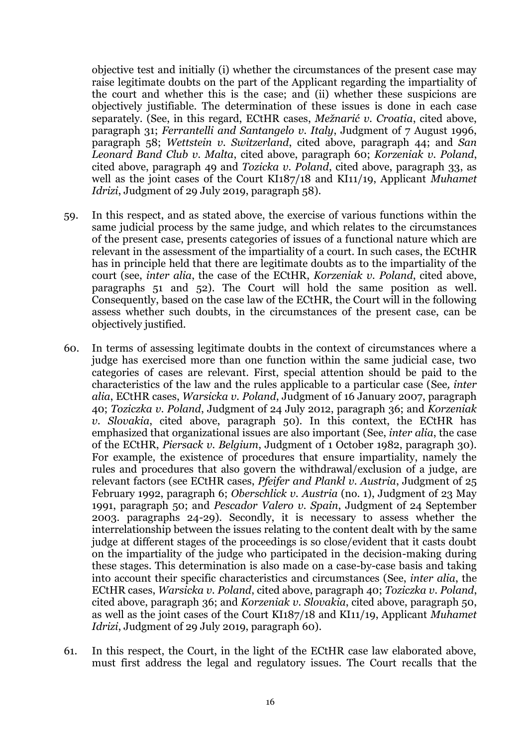objective test and initially (i) whether the circumstances of the present case may raise legitimate doubts on the part of the Applicant regarding the impartiality of the court and whether this is the case; and (ii) whether these suspicions are objectively justifiable. The determination of these issues is done in each case separately. (See, in this regard, ECtHR cases, *Mežnarić v. Croatia*, cited above, paragraph 31; *Ferrantelli and Santangelo v. Italy*, Judgment of 7 August 1996, paragraph 58; *Wettstein v. Switzerland*, cited above, paragraph 44; and *San Leonard Band Club v. Malta*, cited above, paragraph 60; *Korzeniak v. Poland*, cited above, paragraph 49 and *Tozicka v. Poland*, cited above, paragraph 33, as well as the joint cases of the Court KI187/18 and KI11/19, Applicant *Muhamet Idrizi*, Judgment of 29 July 2019, paragraph 58).

59. In this respect, and as stated above, the exercise of various functions within the same judicial process by the same judge, and which relates to the circumstances of the present case, presents categories of issues of a functional nature which are relevant in the assessment of the impartiality of a court. In such cases, the ECtHR has in principle held that there are legitimate doubts as to the impartiality of the court (see, *inter alia*, the case of the ECtHR, *Korzeniak v. Poland*, cited above, paragraphs 51 and 52). The Court will hold the same position as well. Consequently, based on the case law of the ECtHR, the Court will in the following assess whether such doubts, in the circumstances of the present case, can be objectively justified.

60. In terms of assessing legitimate doubts in the context of circumstances where a judge has exercised more than one function within the same judicial case, two categories of cases are relevant. First, special attention should be paid to the characteristics of the law and the rules applicable to a particular case (See*, inter alia*, ECtHR cases, *Warsicka v. Poland*, Judgment of 16 January 2007, paragraph 40; *Toziczka v. Poland*, Judgment of 24 July 2012, paragraph 36; and *Korzeniak v. Slovakia*, cited above, paragraph 50). In this context, the ECtHR has emphasized that organizational issues are also important (See, *inter alia*, the case of the ECtHR, *Piersack v. Belgium*, Judgment of 1 October 1982, paragraph 30). For example, the existence of procedures that ensure impartiality, namely the rules and procedures that also govern the withdrawal/exclusion of a judge, are relevant factors (see ECtHR cases, *Pfeifer and Plankl v. Austria*, Judgment of 25 February 1992, paragraph 6; *Oberschlick v. Austria* (no. 1), Judgment of 23 May 1991, paragraph 50; and *Pescador Valero v. Spain*, Judgment of 24 September 2003. paragraphs 24-29). Secondly, it is necessary to assess whether the interrelationship between the issues relating to the content dealt with by the same judge at different stages of the proceedings is so close/evident that it casts doubt on the impartiality of the judge who participated in the decision-making during these stages. This determination is also made on a case-by-case basis and taking into account their specific characteristics and circumstances (See, *inter alia*, the ECtHR cases, *Warsicka v. Poland*, cited above, paragraph 40; *Toziczka v. Poland*, cited above, paragraph 36; and *Korzeniak v. Slovakia*, cited above, paragraph 50, as well as the joint cases of the Court KI187/18 and KI11/19, Applicant *Muhamet Idrizi*, Judgment of 29 July 2019, paragraph 60).

61. In this respect, the Court, in the light of the ECtHR case law elaborated above, must first address the legal and regulatory issues. The Court recalls that the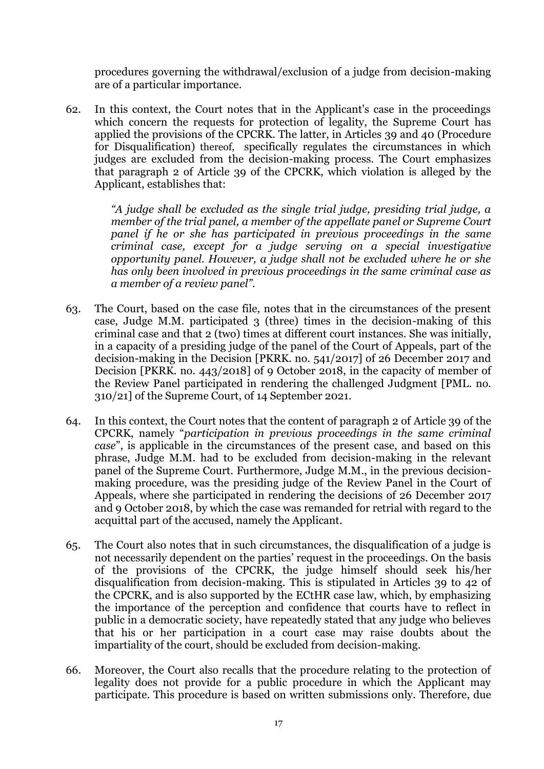procedures governing the withdrawal/exclusion of a judge from decision-making are of a particular importance.

62. In this context, the Court notes that in the Applicant's case in the proceedings which concern the requests for protection of legality, the Supreme Court has applied the provisions of the CPCRK. The latter, in Articles 39 and 40 (Procedure for Disqualification) thereof, specifically regulates the circumstances in which judges are excluded from the decision-making process. The Court emphasizes that paragraph 2 of Article 39 of the CPCRK, which violation is alleged by the Applicant, establishes that:

> *"A judge shall be excluded as the single trial judge, presiding trial judge, a member of the trial panel, a member of the appellate panel or Supreme Court panel if he or she has participated in previous proceedings in the same criminal case, except for a judge serving on a special investigative opportunity panel. However, a judge shall not be excluded where he or she has only been involved in previous proceedings in the same criminal case as a member of a review panel".*

63. The Court, based on the case file, notes that in the circumstances of the present case, Judge M.M. participated 3 (three) times in the decision-making of this criminal case and that 2 (two) times at different court instances. She was initially, in a capacity of a presiding judge of the panel of the Court of Appeals, part of the decision-making in the Decision [PKRK. no. 541/2017] of 26 December 2017 and Decision [PKRK. no. 443/2018] of 9 October 2018, in the capacity of member of the Review Panel participated in rendering the challenged Judgment [PML. no. 310/21] of the Supreme Court, of 14 September 2021.

64. In this context, the Court notes that the content of paragraph 2 of Article 39 of the CPCRK, namely "*participation in previous proceedings in the same criminal case*", is applicable in the circumstances of the present case, and based on this phrase, Judge M.M. had to be excluded from decision-making in the relevant panel of the Supreme Court. Furthermore, Judge M.M., in the previous decision-making procedure, was the presiding judge of the Review Panel in the Court of Appeals, where she participated in rendering the decisions of 26 December 2017 and 9 October 2018, by which the case was remanded for retrial with regard to the acquittal part of the accused, namely the Applicant.

65. The Court also notes that in such circumstances, the disqualification of a judge is not necessarily dependent on the parties' request in the proceedings. On the basis of the provisions of the CPCRK, the judge himself should seek his/her disqualification from decision-making. This is stipulated in Articles 39 to 42 of the CPCRK, and is also supported by the ECtHR case law, which, by emphasizing the importance of the perception and confidence that courts have to reflect in public in a democratic society, have repeatedly stated that any judge who believes that his or her participation in a court case may raise doubts about the impartiality of the court, should be excluded from decision-making.

66. Moreover, the Court also recalls that the procedure relating to the protection of legality does not provide for a public procedure in which the Applicant may participate. This procedure is based on written submissions only. Therefore, due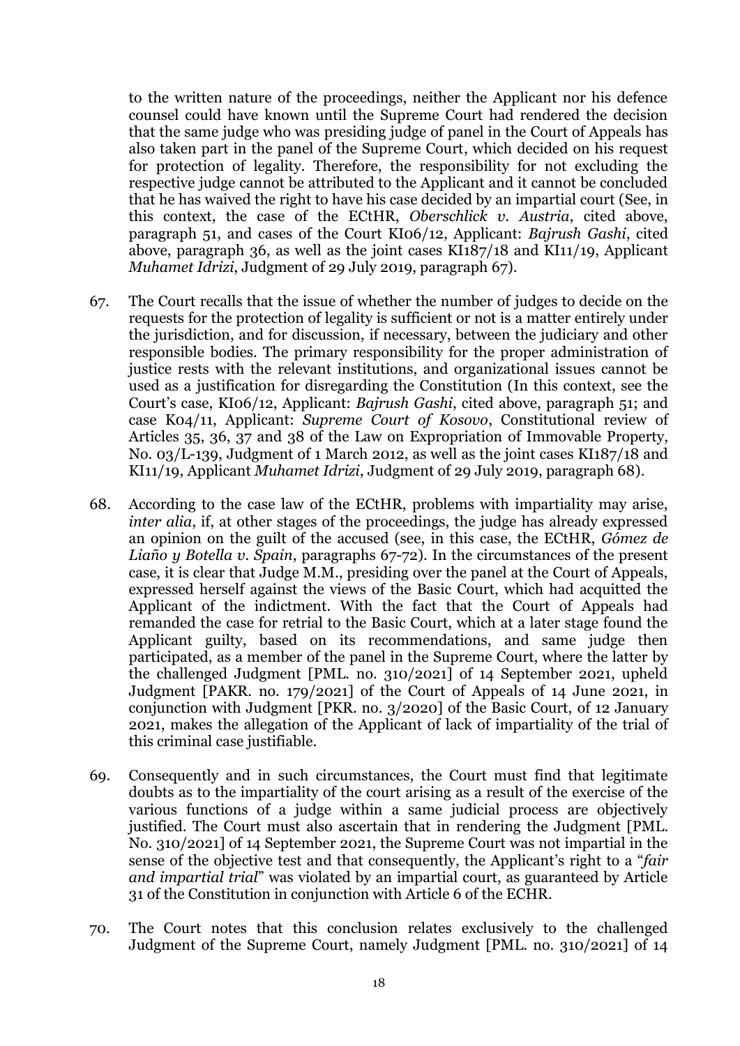to the written nature of the proceedings, neither the Applicant nor his defence counsel could have known until the Supreme Court had rendered the decision that the same judge who was presiding judge of panel in the Court of Appeals has also taken part in the panel of the Supreme Court, which decided on his request for protection of legality. Therefore, the responsibility for not excluding the respective judge cannot be attributed to the Applicant and it cannot be concluded that he has waived the right to have his case decided by an impartial court (See, in this context, the case of the ECtHR, *Oberschlick v. Austria*, cited above, paragraph 51, and cases of the Court KI06/12, Applicant: *Bajrush Gashi*, cited above, paragraph 36, as well as the joint cases KI187/18 and KI11/19, Applicant *Muhamet Idrizi*, Judgment of 29 July 2019, paragraph 67).

67. The Court recalls that the issue of whether the number of judges to decide on the requests for the protection of legality is sufficient or not is a matter entirely under the jurisdiction, and for discussion, if necessary, between the judiciary and other responsible bodies. The primary responsibility for the proper administration of justice rests with the relevant institutions, and organizational issues cannot be used as a justification for disregarding the Constitution (In this context, see the Court's case, KI06/12, Applicant: *Bajrush Gashi*, cited above, paragraph 51; and case K04/11, Applicant: *Supreme Court of Kosovo*, Constitutional review of Articles 35, 36, 37 and 38 of the Law on Expropriation of Immovable Property, No. 03/L-139, Judgment of 1 March 2012, as well as the joint cases KI187/18 and KI11/19, Applicant *Muhamet Idrizi*, Judgment of 29 July 2019, paragraph 68).

68. According to the case law of the ECtHR, problems with impartiality may arise, *inter alia*, if, at other stages of the proceedings, the judge has already expressed an opinion on the guilt of the accused (see, in this case, the ECtHR, *Gómez de Liaño y Botella v. Spain*, paragraphs 67-72). In the circumstances of the present case, it is clear that Judge M.M., presiding over the panel at the Court of Appeals, expressed herself against the views of the Basic Court, which had acquitted the Applicant of the indictment. With the fact that the Court of Appeals had remanded the case for retrial to the Basic Court, which at a later stage found the Applicant guilty, based on its recommendations, and same judge then participated, as a member of the panel in the Supreme Court, where the latter by the challenged Judgment [PML. no. 310/2021] of 14 September 2021, upheld Judgment [PAKR. no. 179/2021] of the Court of Appeals of 14 June 2021, in conjunction with Judgment [PKR. no. 3/2020] of the Basic Court, of 12 January 2021, makes the allegation of the Applicant of lack of impartiality of the trial of this criminal case justifiable.

69. Consequently and in such circumstances, the Court must find that legitimate doubts as to the impartiality of the court arising as a result of the exercise of the various functions of a judge within a same judicial process are objectively justified. The Court must also ascertain that in rendering the Judgment [PML. No. 310/2021] of 14 September 2021, the Supreme Court was not impartial in the sense of the objective test and that consequently, the Applicant's right to a "*fair and impartial trial*" was violated by an impartial court, as guaranteed by Article 31 of the Constitution in conjunction with Article 6 of the ECHR.

70. The Court notes that this conclusion relates exclusively to the challenged Judgment of the Supreme Court, namely Judgment [PML. no. 310/2021] of 14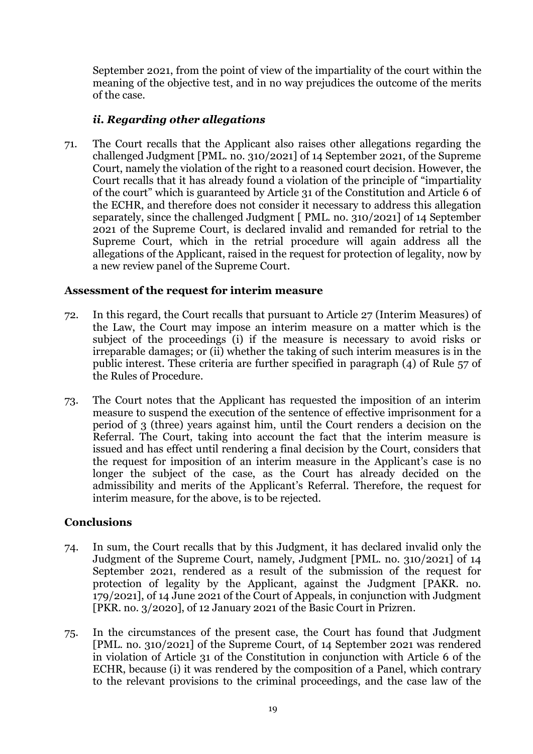September 2021, from the point of view of the impartiality of the court within the meaning of the objective test, and in no way prejudices the outcome of the merits of the case.

### *ii. Regarding other allegations*

71. The Court recalls that the Applicant also raises other allegations regarding the challenged Judgment [PML. no. 310/2021] of 14 September 2021, of the Supreme Court, namely the violation of the right to a reasoned court decision. However, the Court recalls that it has already found a violation of the principle of "impartiality of the court" which is guaranteed by Article 31 of the Constitution and Article 6 of the ECHR, and therefore does not consider it necessary to address this allegation separately, since the challenged Judgment [ PML. no. 310/2021] of 14 September 2021 of the Supreme Court, is declared invalid and remanded for retrial to the Supreme Court, which in the retrial procedure will again address all the allegations of the Applicant, raised in the request for protection of legality, now by a new review panel of the Supreme Court.

### Assessment of the request for interim measure

72. In this regard, the Court recalls that pursuant to Article 27 (Interim Measures) of the Law, the Court may impose an interim measure on a matter which is the subject of the proceedings (i) if the measure is necessary to avoid risks or irreparable damages; or (ii) whether the taking of such interim measures is in the public interest. These criteria are further specified in paragraph (4) of Rule 57 of the Rules of Procedure.

73. The Court notes that the Applicant has requested the imposition of an interim measure to suspend the execution of the sentence of effective imprisonment for a period of 3 (three) years against him, until the Court renders a decision on the Referral. The Court, taking into account the fact that the interim measure is issued and has effect until rendering a final decision by the Court, considers that the request for imposition of an interim measure in the Applicant's case is no longer the subject of the case, as the Court has already decided on the admissibility and merits of the Applicant's Referral. Therefore, the request for interim measure, for the above, is to be rejected.

### Conclusions

74. In sum, the Court recalls that by this Judgment, it has declared invalid only the Judgment of the Supreme Court, namely, Judgment [PML. no. 310/2021] of 14 September 2021, rendered as a result of the submission of the request for protection of legality by the Applicant, against the Judgment [PAKR. no. 179/2021], of 14 June 2021 of the Court of Appeals, in conjunction with Judgment [PKR. no. 3/2020], of 12 January 2021 of the Basic Court in Prizren.

75. In the circumstances of the present case, the Court has found that Judgment [PML. no. 310/2021] of the Supreme Court, of 14 September 2021 was rendered in violation of Article 31 of the Constitution in conjunction with Article 6 of the ECHR, because (i) it was rendered by the composition of a Panel, which contrary to the relevant provisions to the criminal proceedings, and the case law of the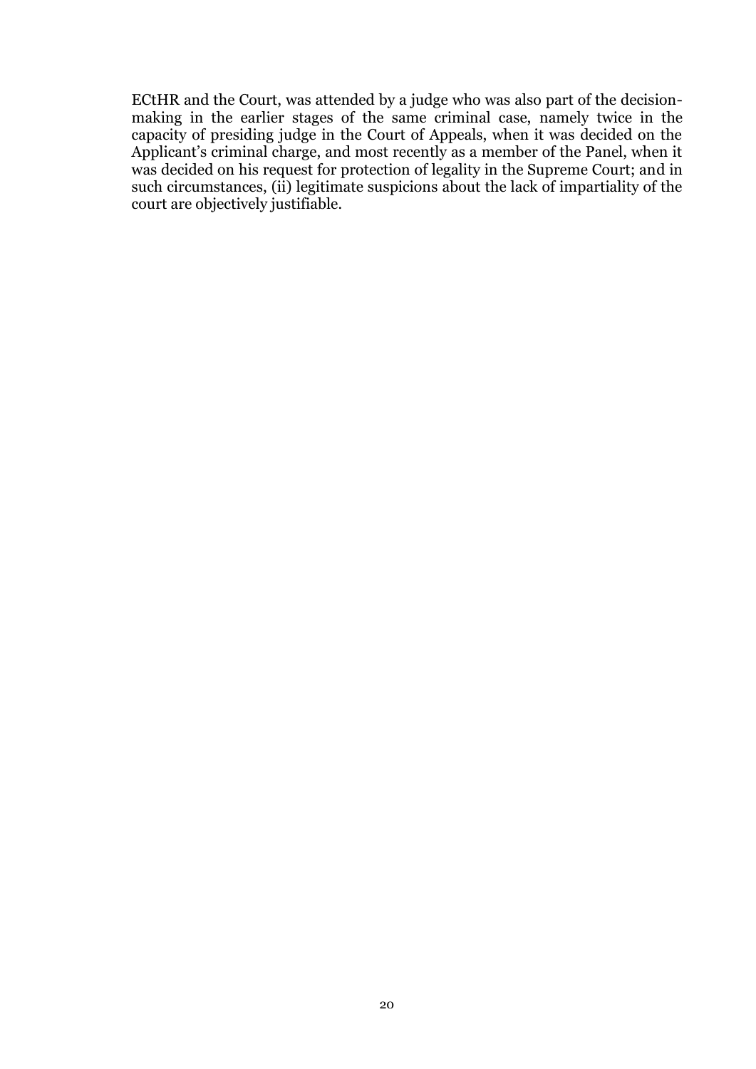ECtHR and the Court, was attended by a judge who was also part of the decision-making in the earlier stages of the same criminal case, namely twice in the capacity of presiding judge in the Court of Appeals, when it was decided on the Applicant's criminal charge, and most recently as a member of the Panel, when it was decided on his request for protection of legality in the Supreme Court; and in such circumstances, (ii) legitimate suspicions about the lack of impartiality of the court are objectively justifiable.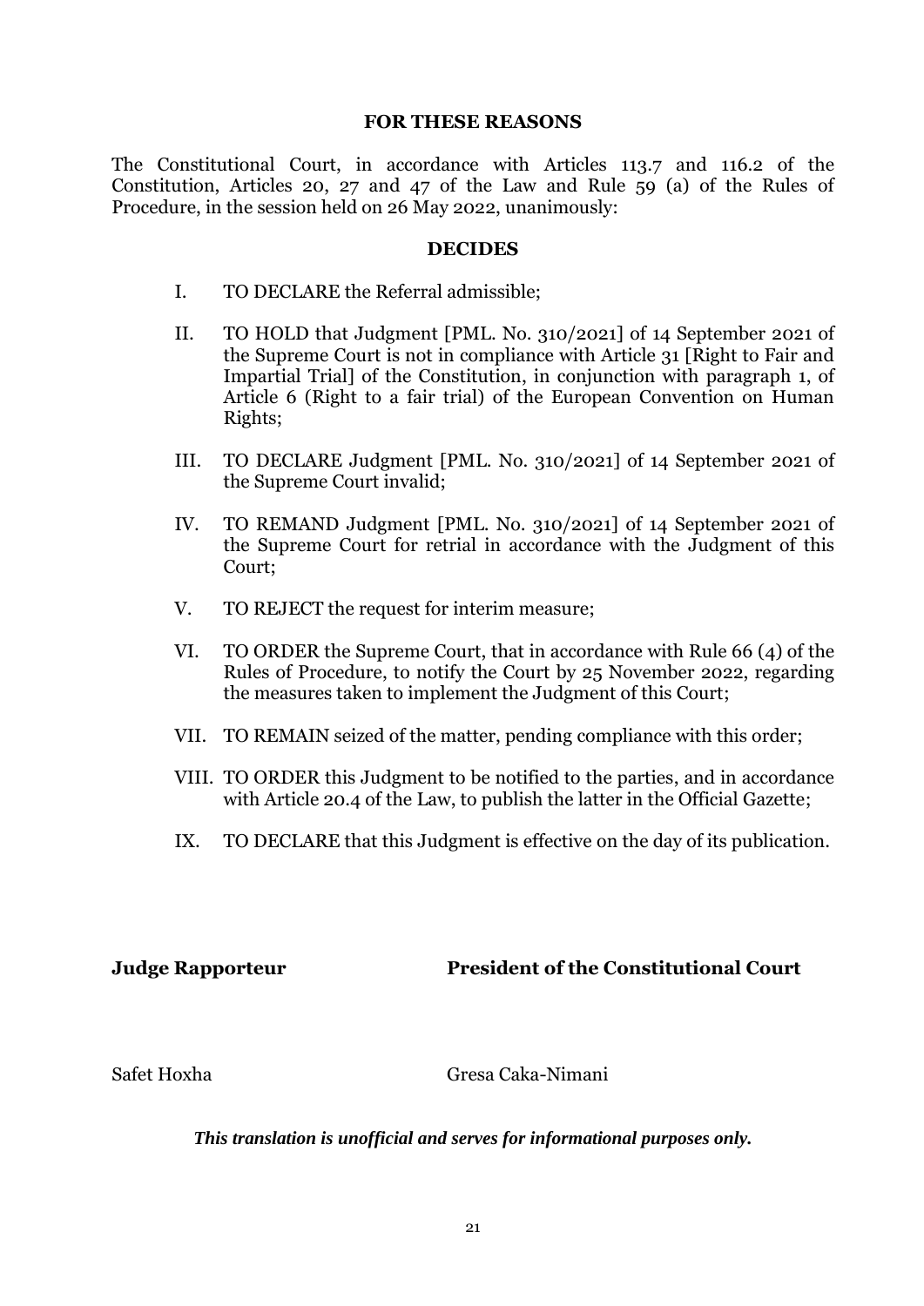**FOR THESE REASONS**

The Constitutional Court, in accordance with Articles 113.7 and 116.2 of the Constitution, Articles 20, 27 and 47 of the Law and Rule 59 (a) of the Rules of Procedure, in the session held on 26 May 2022, unanimously:

**DECIDES**

I. TO DECLARE the Referral admissible;

II. TO HOLD that Judgment [PML. No. 310/2021] of 14 September 2021 of the Supreme Court is not in compliance with Article 31 [Right to Fair and Impartial Trial] of the Constitution, in conjunction with paragraph 1, of Article 6 (Right to a fair trial) of the European Convention on Human Rights;

III. TO DECLARE Judgment [PML. No. 310/2021] of 14 September 2021 of the Supreme Court invalid;

IV. TO REMAND Judgment [PML. No. 310/2021] of 14 September 2021 of the Supreme Court for retrial in accordance with the Judgment of this Court;

V. TO REJECT the request for interim measure;

VI. TO ORDER the Supreme Court, that in accordance with Rule 66 (4) of the Rules of Procedure, to notify the Court by 25 November 2022, regarding the measures taken to implement the Judgment of this Court;

VII. TO REMAIN seized of the matter, pending compliance with this order;

VIII. TO ORDER this Judgment to be notified to the parties, and in accordance with Article 20.4 of the Law, to publish the latter in the Official Gazette;

IX. TO DECLARE that this Judgment is effective on the day of its publication.

| **Judge Rapporteur** | **President of the Constitutional Court** |
| --- | --- |
| Safet Hoxha | Gresa Caka-Nimani |

***This translation is unofficial and serves for informational purposes only.***